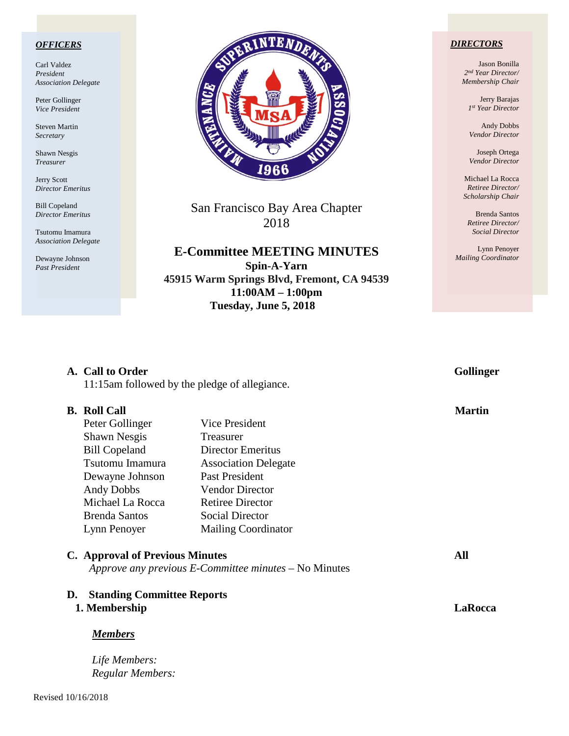## *OFFICERS*

Carl Valdez
*President*
*Association Delegate*

Peter Gollinger
*Vice President*

Steven Martin
*Secretary*

Shawn Nesgis
*Treasurer*

Jerry Scott
*Director Emeritus*

Bill Copeland
*Director Emeritus*

Tsutomu Imamura
*Association Delegate*

Dewayne Johnson
*Past President*

San Francisco Bay Area Chapter
2018

# E-Committee MEETING MINUTES

**Spin-A-Yarn**
**45915 Warm Springs Blvd, Fremont, CA 94539**
**11:00AM – 1:00pm**
**Tuesday, June 5, 2018**

## *DIRECTORS*

Jason Bonilla
*2nd Year Director/*
*Membership Chair*

Jerry Barajas
*1st Year Director*

Andy Dobbs
*Vendor Director*

Joseph Ortega
*Vendor Director*

Michael La Rocca
*Retiree Director/*
*Scholarship Chair*

Brenda Santos
*Retiree Director/*
*Social Director*

Lynn Penoyer
*Mailing Coordinator*

**A. Call to Order** — **Gollinger**

11:15am followed by the pledge of allegiance.

**B. Roll Call** — **Martin**

| | |
|---|---|
| Peter Gollinger | Vice President |
| Shawn Nesgis | Treasurer |
| Bill Copeland | Director Emeritus |
| Tsutomu Imamura | Association Delegate |
| Dewayne Johnson | Past President |
| Andy Dobbs | Vendor Director |
| Michael La Rocca | Retiree Director |
| Brenda Santos | Social Director |
| Lynn Penoyer | Mailing Coordinator |

**C. Approval of Previous Minutes** — **All**

*Approve any previous E-Committee minutes* – No Minutes

**D. Standing Committee Reports**

**1. Membership** — **LaRocca**

***Members***

*Life Members:*
*Regular Members:*

Revised 10/16/2018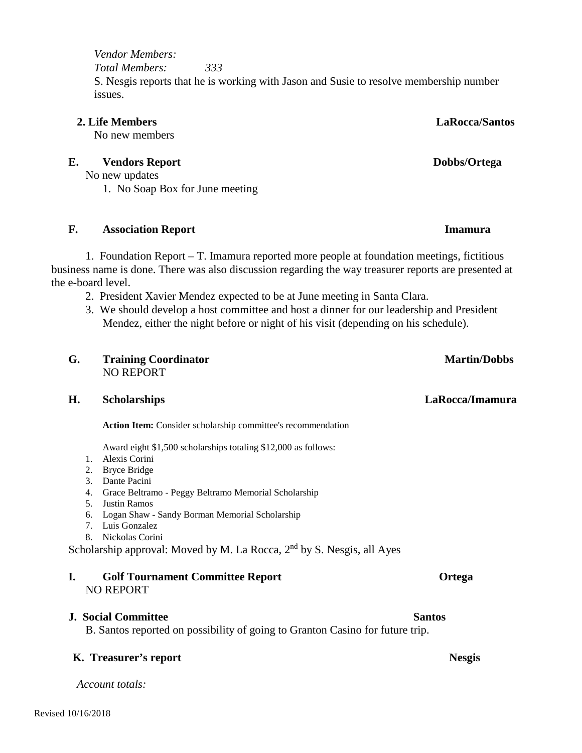*Vendor Members:*

*Total Members: 333*

S. Nesgis reports that he is working with Jason and Susie to resolve membership number issues.

**2. Life Members** **LaRocca/Santos**

No new members

**E. Vendors Report** **Dobbs/Ortega**

No new updates

1. No Soap Box for June meeting

**F. Association Report** **Imamura**

1. Foundation Report – T. Imamura reported more people at foundation meetings, fictitious business name is done. There was also discussion regarding the way treasurer reports are presented at the e-board level.
2. President Xavier Mendez expected to be at June meeting in Santa Clara.
3. We should develop a host committee and host a dinner for our leadership and President Mendez, either the night before or night of his visit (depending on his schedule).

**G. Training Coordinator** **Martin/Dobbs**

NO REPORT

**H. Scholarships** **LaRocca/Imamura**

**Action Item:** Consider scholarship committee's recommendation

Award eight $1,500 scholarships totaling $12,000 as follows:

1. Alexis Corini
2. Bryce Bridge
3. Dante Pacini
4. Grace Beltramo - Peggy Beltramo Memorial Scholarship
5. Justin Ramos
6. Logan Shaw - Sandy Borman Memorial Scholarship
7. Luis Gonzalez
8. Nickolas Corini

Scholarship approval: Moved by M. La Rocca, 2nd by S. Nesgis, all Ayes

**I. Golf Tournament Committee Report** **Ortega**

NO REPORT

**J. Social Committee** **Santos**

B. Santos reported on possibility of going to Granton Casino for future trip.

**K. Treasurer's report** **Nesgis**

*Account totals:*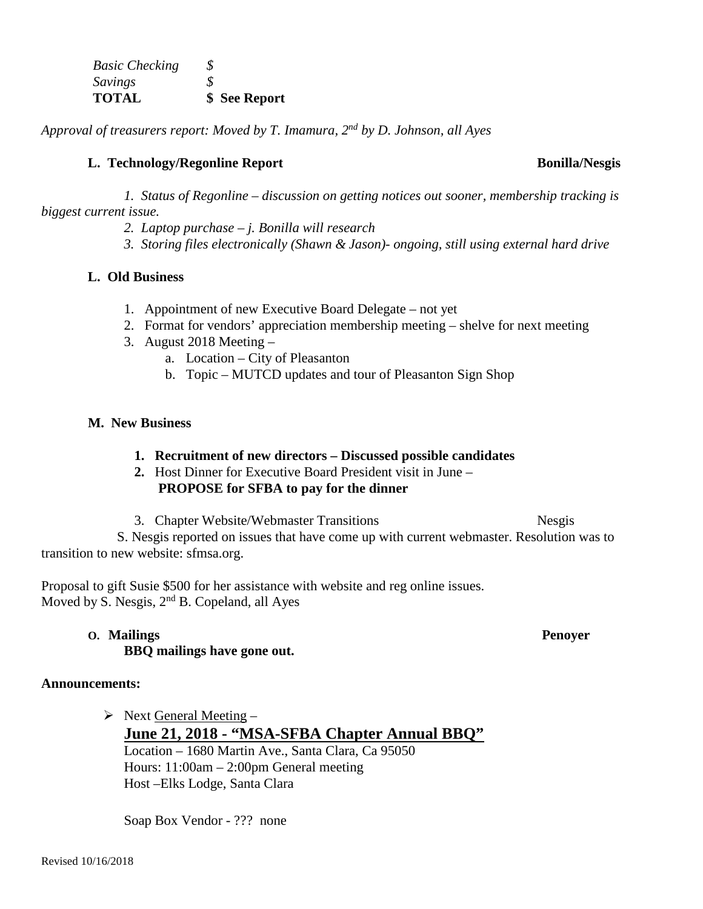| | |
|---|---|
| *Basic Checking* | *$* |
| *Savings* | *$* |
| **TOTAL** | **$ See Report** |

*Approval of treasurers report: Moved by T. Imamura, 2nd by D. Johnson, all Ayes*

**L. Technology/Regonline Report** **Bonilla/Nesgis**

*1. Status of Regonline – discussion on getting notices out sooner, membership tracking is biggest current issue.*

*2. Laptop purchase – j. Bonilla will research*

*3. Storing files electronically (Shawn & Jason)- ongoing, still using external hard drive*

**L. Old Business**

1. Appointment of new Executive Board Delegate – not yet
2. Format for vendors' appreciation membership meeting – shelve for next meeting
3. August 2018 Meeting –
   a. Location – City of Pleasanton
   b. Topic – MUTCD updates and tour of Pleasanton Sign Shop

**M. New Business**

1. **Recruitment of new directors – Discussed possible candidates**
2. Host Dinner for Executive Board President visit in June –
   **PROPOSE for SFBA to pay for the dinner**
3. Chapter Website/Webmaster Transitions Nesgis

S. Nesgis reported on issues that have come up with current webmaster. Resolution was to transition to new website: sfmsa.org.

Proposal to gift Susie $500 for her assistance with website and reg online issues.
Moved by S. Nesgis, 2nd B. Copeland, all Ayes

**O. Mailings** **Penoyer**

**BBQ mailings have gone out.**

**Announcements:**

- Next General Meeting –
  **June 21, 2018 - "MSA-SFBA Chapter Annual BBQ"**
  Location – 1680 Martin Ave., Santa Clara, Ca 95050
  Hours: 11:00am – 2:00pm General meeting
  Host –Elks Lodge, Santa Clara

  Soap Box Vendor - ??? none

Revised 10/16/2018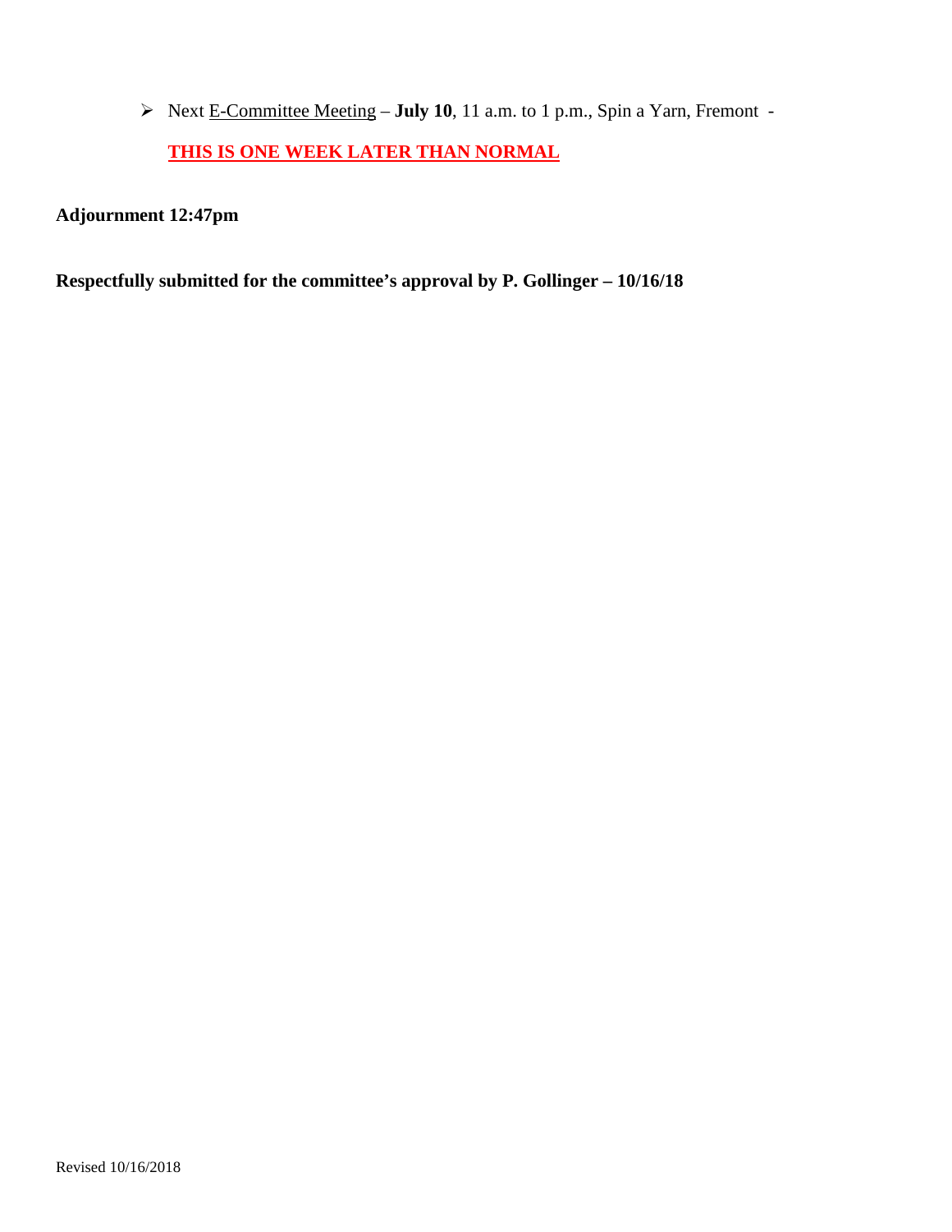- Next E-Committee Meeting – **July 10**, 11 a.m. to 1 p.m., Spin a Yarn, Fremont -

  **THIS IS ONE WEEK LATER THAN NORMAL**

**Adjournment 12:47pm**

**Respectfully submitted for the committee's approval by P. Gollinger – 10/16/18**

Revised 10/16/2018